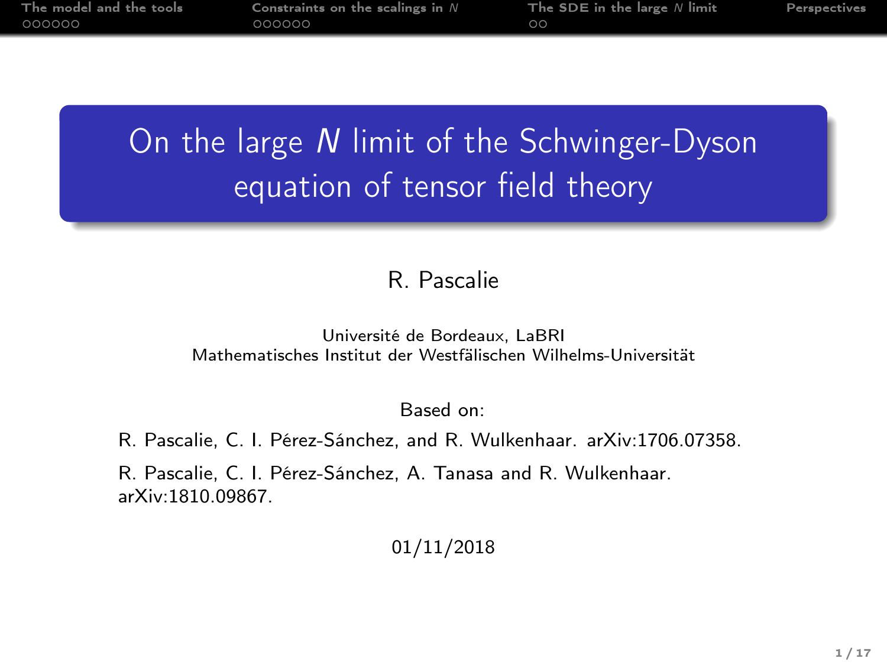# On the large $N$ limit of the Schwinger-Dyson equation of tensor field theory

R. Pascalie

Université de Bordeaux, LaBRI
Mathematisches Institut der Westfälischen Wilhelms-Universität

Based on:

R. Pascalie, C. I. Pérez-Sánchez, and R. Wulkenhaar. arXiv:1706.07358.

R. Pascalie, C. I. Pérez-Sánchez, A. Tanasa and R. Wulkenhaar. arXiv:1810.09867.

01/11/2018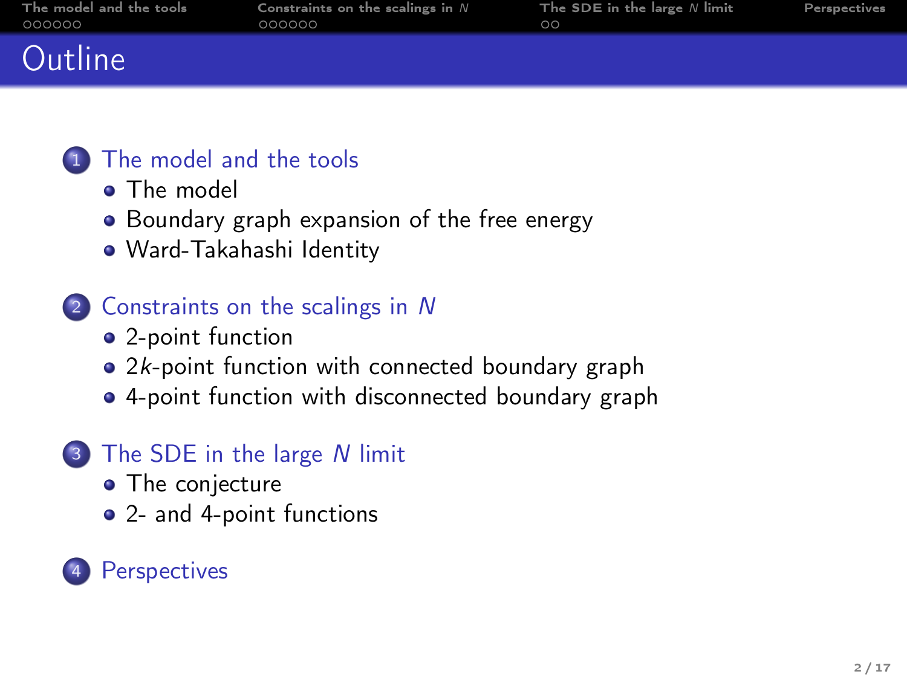# Outline

1. The model and the tools
   - The model
   - Boundary graph expansion of the free energy
   - Ward-Takahashi Identity
2. Constraints on the scalings in $N$
   - 2-point function
   - $2k$-point function with connected boundary graph
   - 4-point function with disconnected boundary graph
3. The SDE in the large $N$ limit
   - The conjecture
   - 2- and 4-point functions
4. Perspectives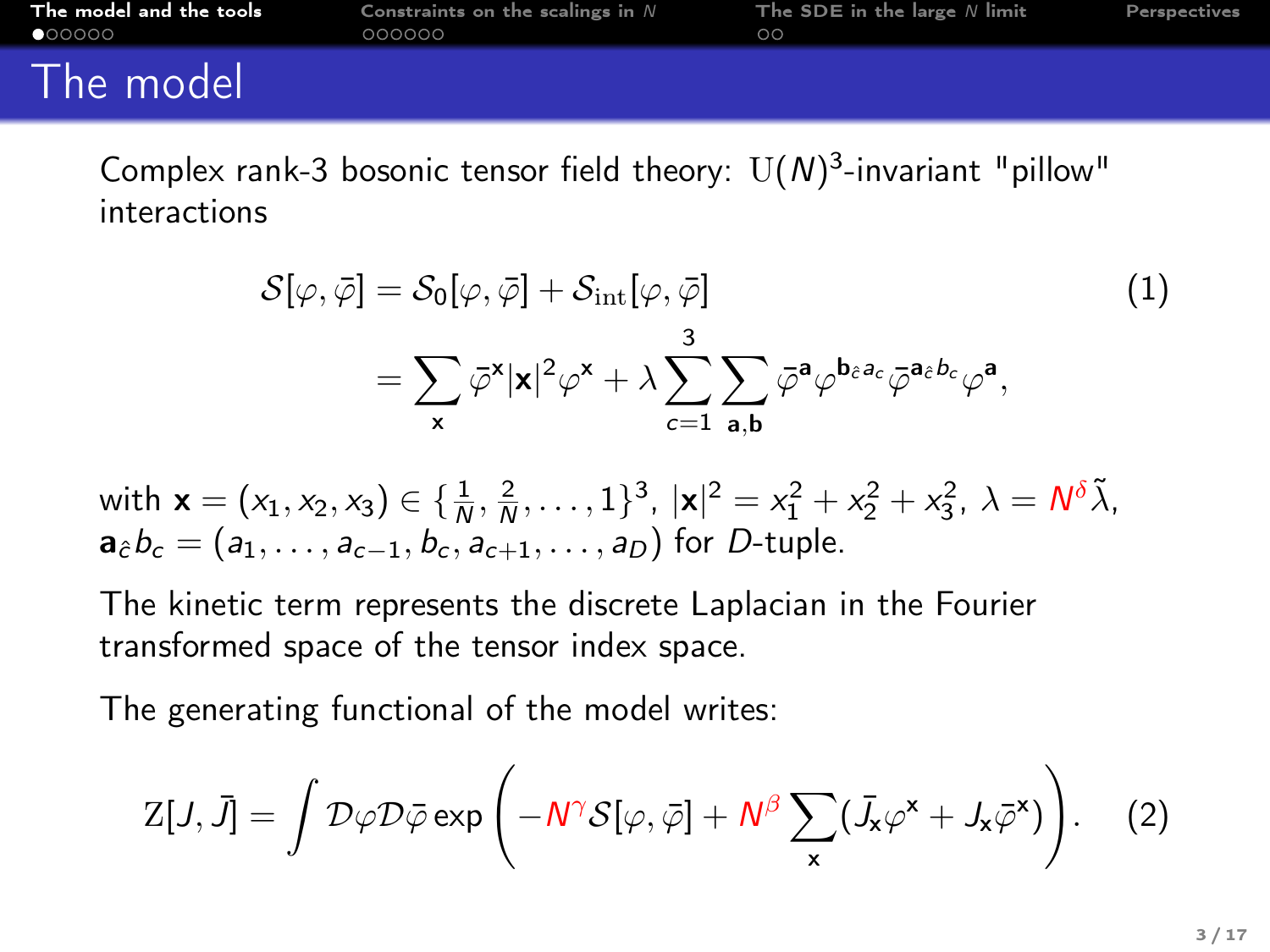# The model

Complex rank-3 bosonic tensor field theory: $\mathrm{U}(N)^3$-invariant "pillow" interactions

$$
\begin{aligned}
\mathcal{S}[\varphi,\bar{\varphi}] &= \mathcal{S}_0[\varphi,\bar{\varphi}] + \mathcal{S}_{\rm int}[\varphi,\bar{\varphi}] \qquad (1)\\
&= \sum_{\mathbf{x}} \bar{\varphi}^{\mathbf{x}} |\mathbf{x}|^2 \varphi^{\mathbf{x}} + \lambda \sum_{c=1}^{3} \sum_{\mathbf{a},\mathbf{b}} \bar{\varphi}^{\mathbf{a}} \varphi^{\mathbf{b}_{\hat{c}} a_c} \bar{\varphi}^{\mathbf{a}_{\hat{c}} b_c} \varphi^{\mathbf{a}},
\end{aligned}
$$

with $\mathbf{x} = (x_1, x_2, x_3) \in \{\frac{1}{N}, \frac{2}{N}, \dots, 1\}^3$, $|\mathbf{x}|^2 = x_1^2 + x_2^2 + x_3^2$, $\lambda = N^{\delta}\tilde{\lambda}$, $\mathbf{a}_{\hat{c}} b_c = (a_1, \dots, a_{c-1}, b_c, a_{c+1}, \dots, a_D)$ for $D$-tuple.

The kinetic term represents the discrete Laplacian in the Fourier transformed space of the tensor index space.

The generating functional of the model writes:

$$
\mathrm{Z}[J,\bar{J}] = \int \mathcal{D}\varphi \mathcal{D}\bar{\varphi} \exp\left( -N^{\gamma} \mathcal{S}[\varphi,\bar{\varphi}] + N^{\beta} \sum_{\mathbf{x}} (\bar{J}_{\mathbf{x}} \varphi^{\mathbf{x}} + J_{\mathbf{x}} \bar{\varphi}^{\mathbf{x}}) \right). \qquad (2)
$$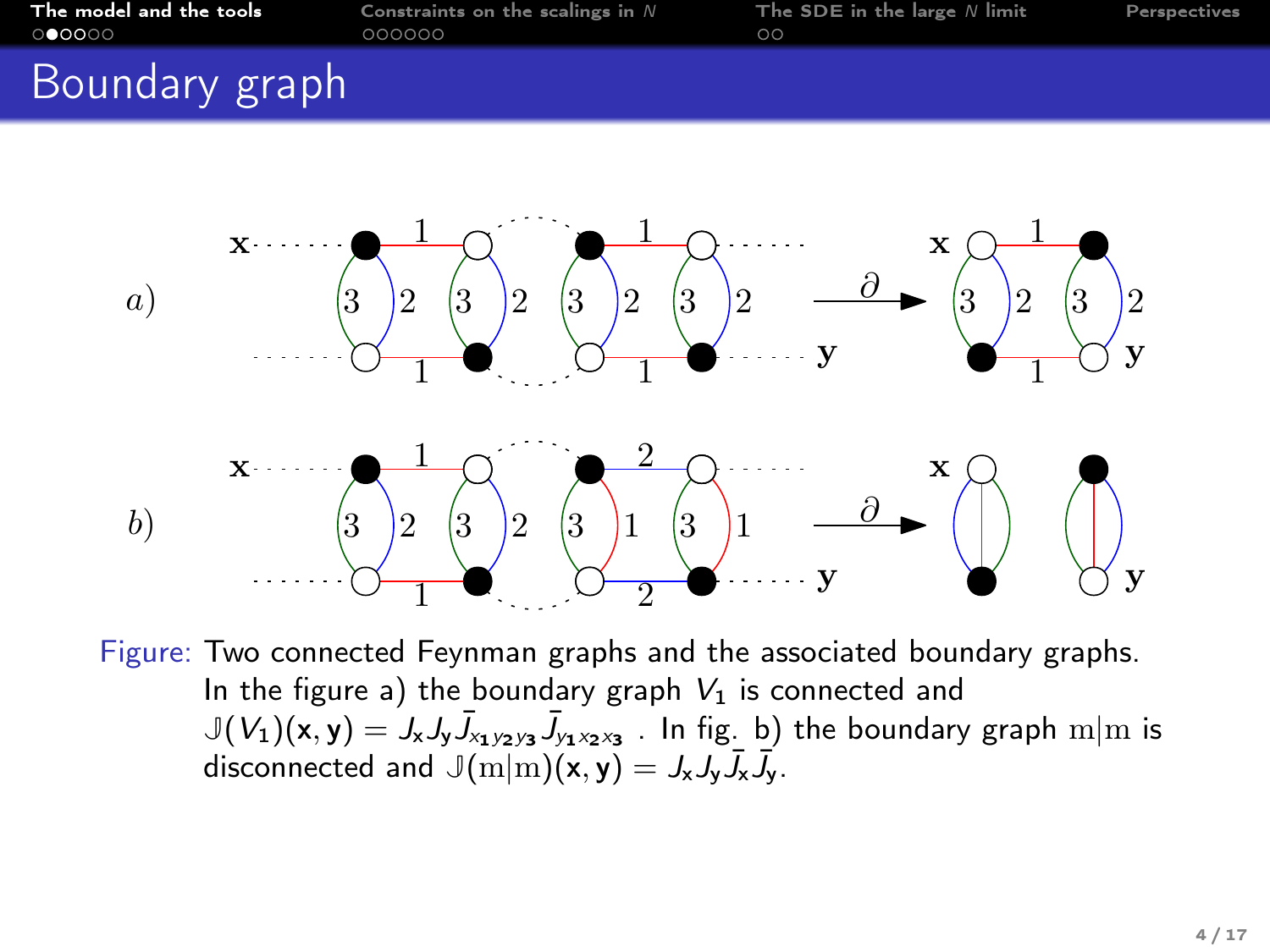# Boundary graph

Figure: Two connected Feynman graphs and the associated boundary graphs. In the figure a) the boundary graph $V_1$ is connected and $\mathbb{J}(V_1)(\mathbf{x}, \mathbf{y}) = J_{\mathbf{x}} J_{\mathbf{y}} \bar{J}_{x_1 y_2 y_3} \bar{J}_{y_1 x_2 x_3}$ . In fig. b) the boundary graph $\mathrm{m}|\mathrm{m}$ is disconnected and $\mathbb{J}(\mathrm{m}|\mathrm{m})(\mathbf{x}, \mathbf{y}) = J_{\mathbf{x}} J_{\mathbf{y}} \bar{J}_{\mathbf{x}} \bar{J}_{\mathbf{y}}$.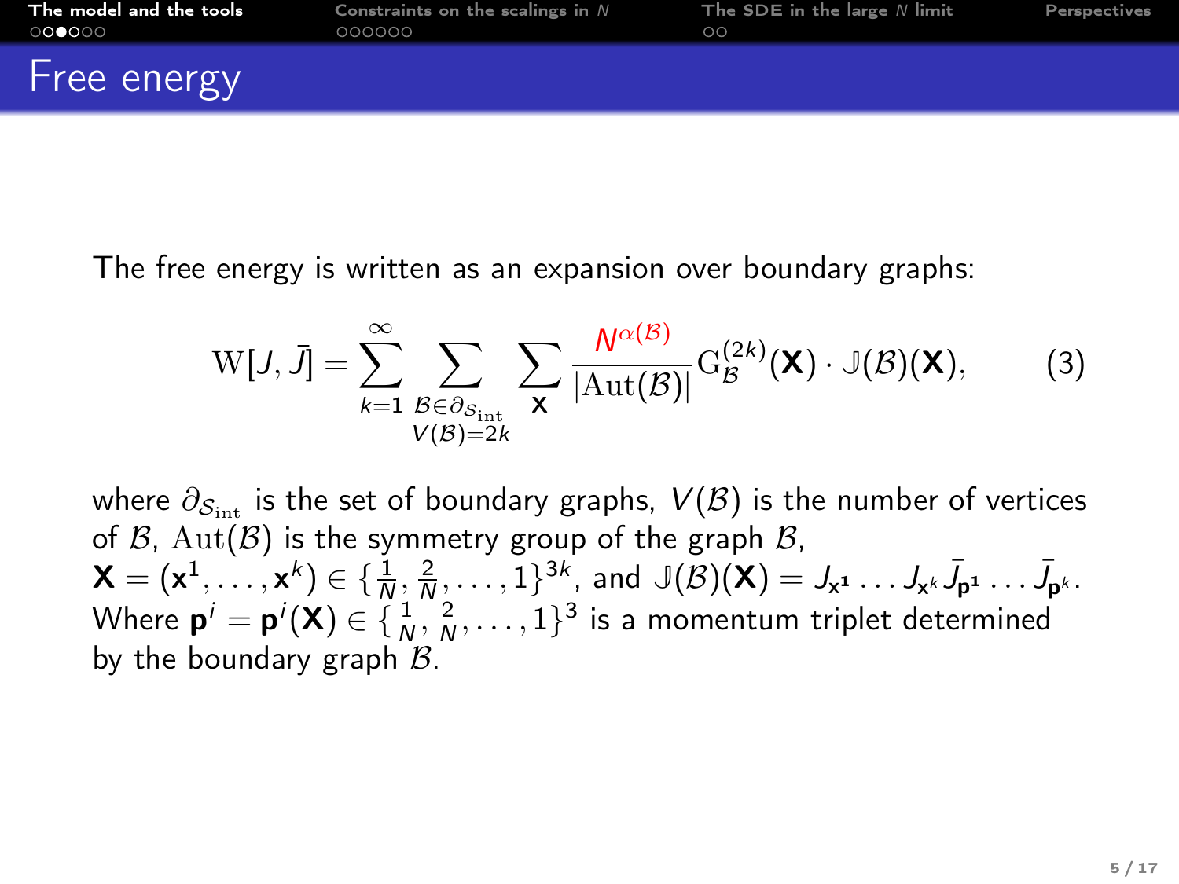# Free energy

The free energy is written as an expansion over boundary graphs:

$$\mathrm{W}[J, \bar{J}] = \sum_{k=1}^{\infty} \sum_{\substack{\mathcal{B} \in \partial_{\mathcal{S}_{\mathrm{int}}} \\ V(\mathcal{B})=2k}} \sum_{\mathbf{X}} \frac{N^{\alpha(\mathcal{B})}}{|\mathrm{Aut}(\mathcal{B})|} \mathrm{G}_{\mathcal{B}}^{(2k)}(\mathbf{X}) \cdot \mathbb{J}(\mathcal{B})(\mathbf{X}), \tag{3}$$

where $\partial_{\mathcal{S}_{\mathrm{int}}}$ is the set of boundary graphs, $V(\mathcal{B})$ is the number of vertices of $\mathcal{B}$, $\mathrm{Aut}(\mathcal{B})$ is the symmetry group of the graph $\mathcal{B}$, $\mathbf{X} = (\mathbf{x}^1, \ldots, \mathbf{x}^k) \in \{\frac{1}{N}, \frac{2}{N}, \ldots, 1\}^{3k}$, and $\mathbb{J}(\mathcal{B})(\mathbf{X}) = J_{\mathbf{x}^1} \ldots J_{\mathbf{x}^k} \bar{J}_{\mathbf{p}^1} \ldots \bar{J}_{\mathbf{p}^k}$. Where $\mathbf{p}^i = \mathbf{p}^i(\mathbf{X}) \in \{\frac{1}{N}, \frac{2}{N}, \ldots, 1\}^3$ is a momentum triplet determined by the boundary graph $\mathcal{B}$.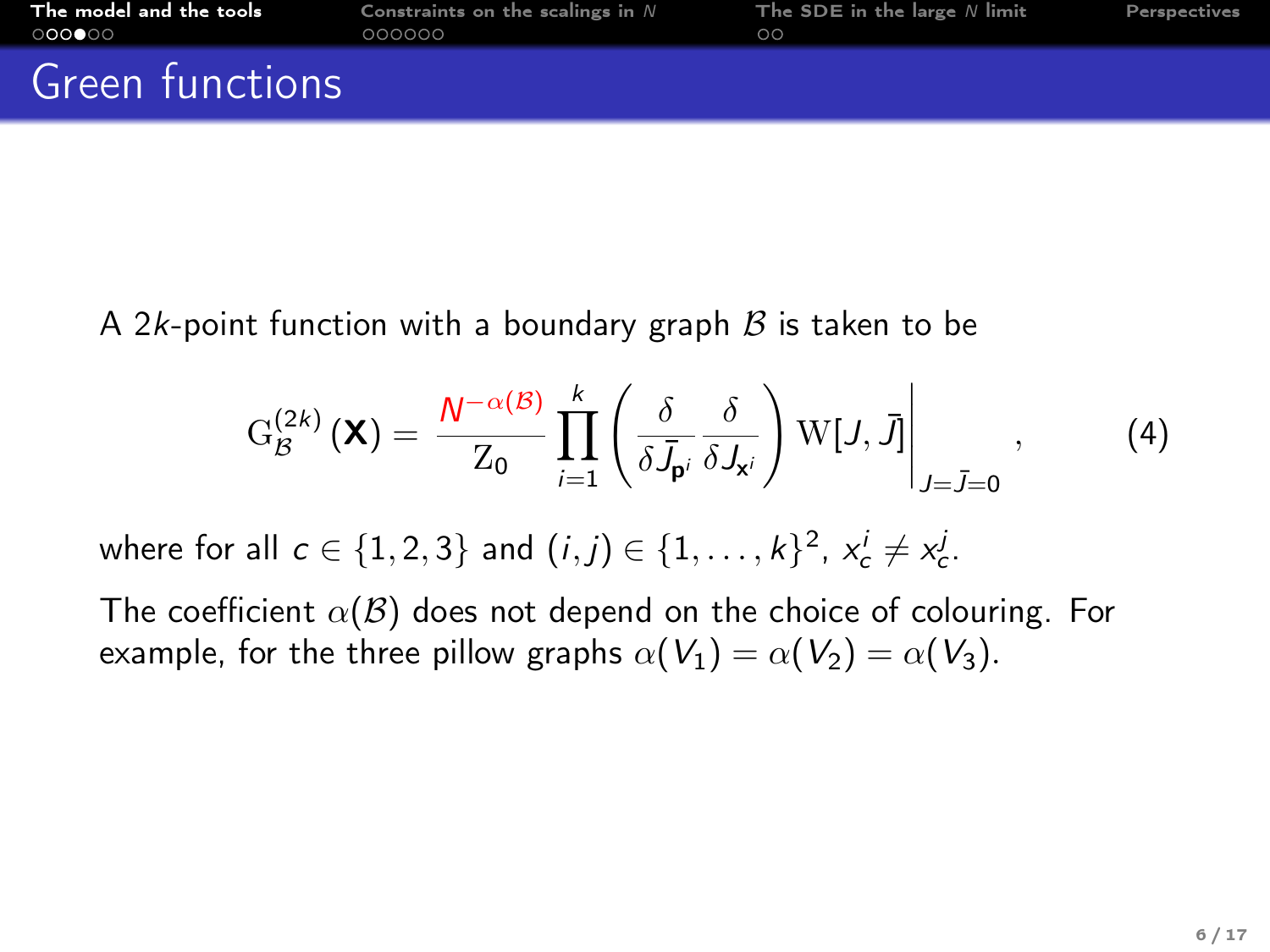# Green functions

A $2k$-point function with a boundary graph $\mathcal{B}$ is taken to be

$$\mathrm{G}^{(2k)}_{\mathcal{B}}(\mathbf{X}) = \frac{N^{-\alpha(\mathcal{B})}}{\mathrm{Z}_0} \prod_{i=1}^{k} \left( \frac{\delta}{\delta \bar{J}_{\mathbf{p}^i}} \frac{\delta}{\delta J_{\mathbf{x}^i}} \right) \mathrm{W}[J, \bar{J}] \Big|_{J=\bar{J}=0} , \qquad (4)$$

where for all $c \in \{1, 2, 3\}$ and $(i, j) \in \{1, \ldots, k\}^2$, $x^i_c \neq x^j_c$.

The coefficient $\alpha(\mathcal{B})$ does not depend on the choice of colouring. For example, for the three pillow graphs $\alpha(V_1) = \alpha(V_2) = \alpha(V_3)$.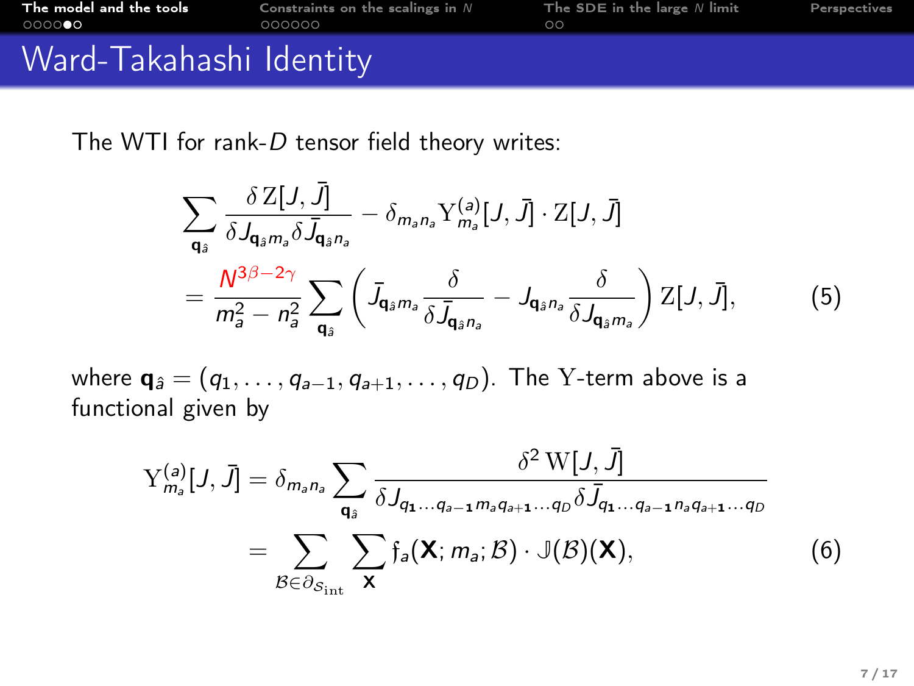# Ward-Takahashi Identity

The WTI for rank-$D$ tensor field theory writes:

$$
\sum_{\mathbf{q}_{\hat{a}}} \frac{\delta \, \mathrm{Z}[J,\bar{J}]}{\delta J_{\mathbf{q}_{\hat{a}} m_a} \delta \bar{J}_{\mathbf{q}_{\hat{a}} n_a}} - \delta_{m_a n_a} \mathrm{Y}^{(a)}_{m_a}[J,\bar{J}] \cdot \mathrm{Z}[J,\bar{J}]
$$

$$
= \frac{N^{3\beta-2\gamma}}{m_a^2 - n_a^2} \sum_{\mathbf{q}_{\hat{a}}} \left( \bar{J}_{\mathbf{q}_{\hat{a}} m_a} \frac{\delta}{\delta \bar{J}_{\mathbf{q}_{\hat{a}} n_a}} - J_{\mathbf{q}_{\hat{a}} n_a} \frac{\delta}{\delta J_{\mathbf{q}_{\hat{a}} m_a}} \right) \mathrm{Z}[J,\bar{J}], \tag{5}
$$

where $\mathbf{q}_{\hat{a}} = (q_1, \ldots, q_{a-1}, q_{a+1}, \ldots, q_D)$. The $\mathrm{Y}$-term above is a functional given by

$$
\mathrm{Y}^{(a)}_{m_a}[J,\bar{J}] = \delta_{m_a n_a} \sum_{\mathbf{q}_{\hat{a}}} \frac{\delta^2 \, \mathrm{W}[J,\bar{J}]}{\delta J_{q_1 \ldots q_{a-1} m_a q_{a+1} \ldots q_D} \delta \bar{J}_{q_1 \ldots q_{a-1} n_a q_{a+1} \ldots q_D}}
$$

$$
= \sum_{\mathcal{B} \in \partial \mathcal{S}_{\mathrm{int}}} \sum_{\mathbf{X}} \mathfrak{f}_a(\mathbf{X}; m_a; \mathcal{B}) \cdot \mathbb{J}(\mathcal{B})(\mathbf{X}), \tag{6}
$$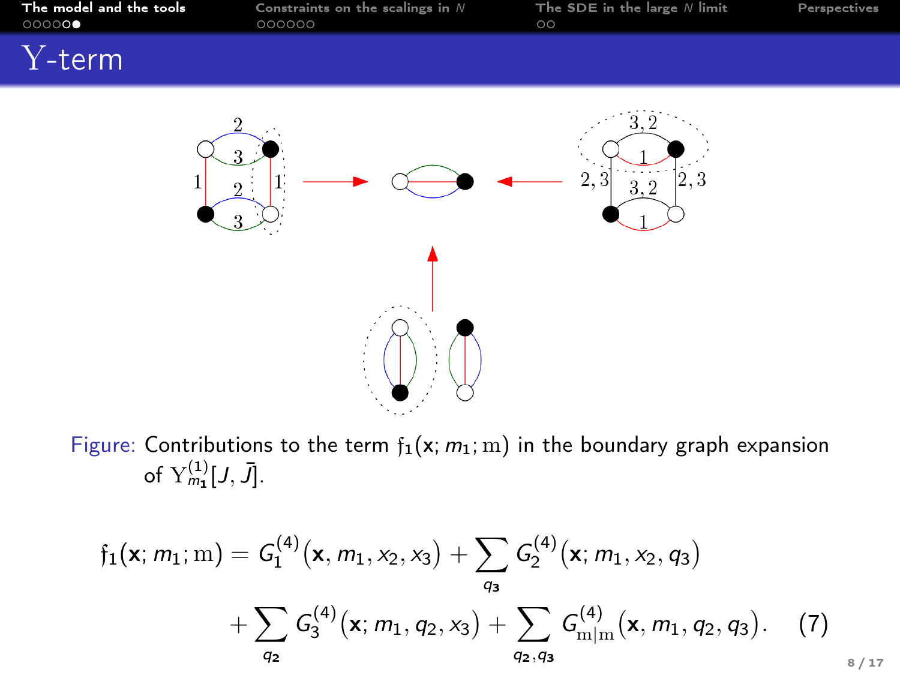# Y-term

Figure: Contributions to the term $\mathfrak{f}_1(\mathbf{x}; m_1; \mathrm{m})$ in the boundary graph expansion of $\mathrm{Y}^{(1)}_{m_1}[J, \bar{J}]$.

$$
\mathfrak{f}_1(\mathbf{x}; m_1; \mathrm{m}) = G_1^{(4)}(\mathbf{x}, m_1, x_2, x_3) + \sum_{q_3} G_2^{(4)}(\mathbf{x}; m_1, x_2, q_3) + \sum_{q_2} G_3^{(4)}(\mathbf{x}; m_1, q_2, x_3) + \sum_{q_2, q_3} G^{(4)}_{\mathrm{m}|\mathrm{m}}(\mathbf{x}, m_1, q_2, q_3). \quad (7)
$$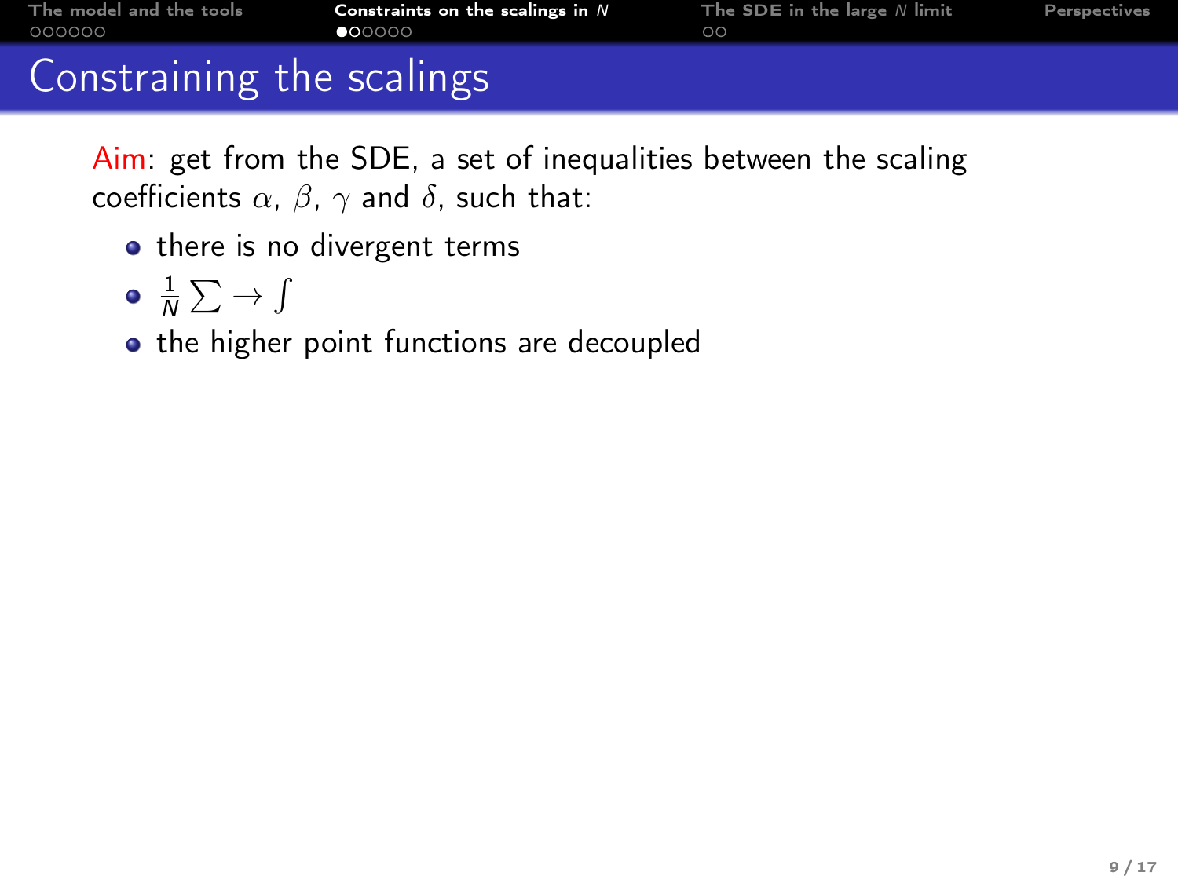# Constraining the scalings

Aim: get from the SDE, a set of inequalities between the scaling coefficients $\alpha$, $\beta$, $\gamma$ and $\delta$, such that:

- there is no divergent terms
- $\frac{1}{N}\sum \to \int$
- the higher point functions are decoupled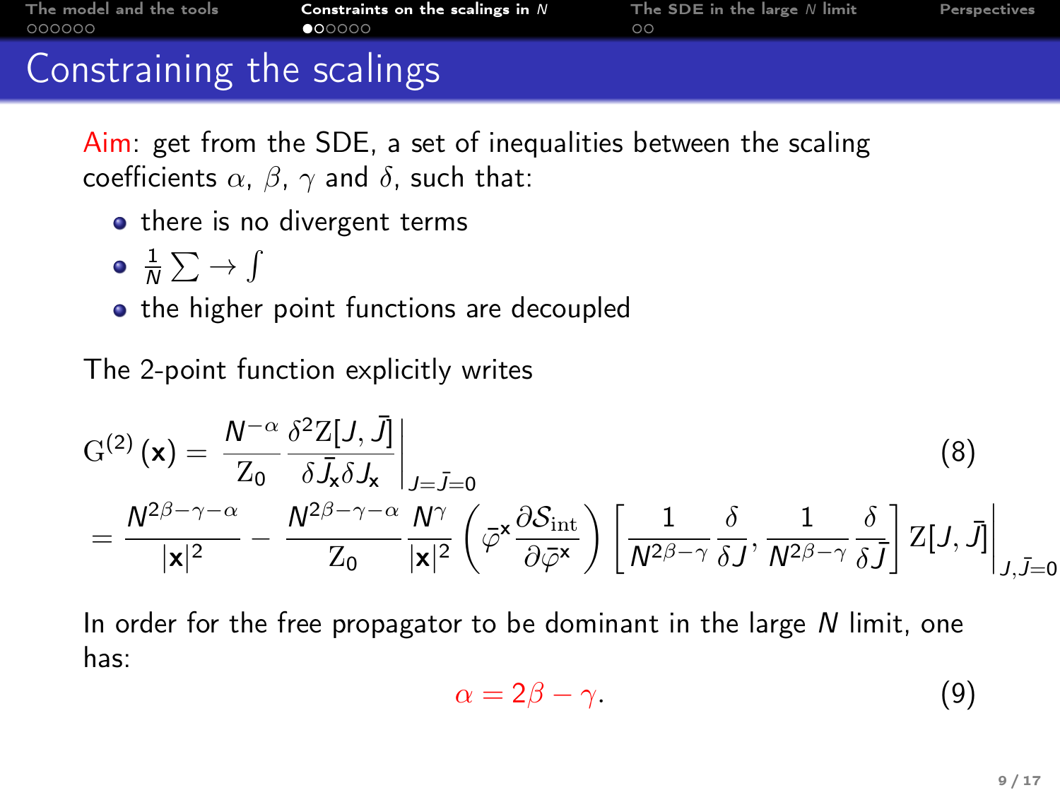# Constraining the scalings

Aim: get from the SDE, a set of inequalities between the scaling coefficients $\alpha$, $\beta$, $\gamma$ and $\delta$, such that:

- there is no divergent terms
- $\frac{1}{N}\sum \to \int$
- the higher point functions are decoupled

The 2-point function explicitly writes

$$
\begin{aligned}
\mathrm{G}^{(2)}(\mathbf{x}) &= \frac{N^{-\alpha}}{\mathrm{Z}_0} \frac{\delta^2 \mathrm{Z}[J,\bar{J}]}{\delta \bar{J}_{\mathbf{x}} \delta J_{\mathbf{x}}}\bigg|_{J=\bar{J}=0} \\
&= \frac{N^{2\beta-\gamma-\alpha}}{|\mathbf{x}|^2} - \frac{N^{2\beta-\gamma-\alpha}}{\mathrm{Z}_0} \frac{N^{\gamma}}{|\mathbf{x}|^2} \left( \bar{\varphi}^{\mathbf{x}} \frac{\partial \mathcal{S}_{\text{int}}}{\partial \bar{\varphi}^{\mathbf{x}}} \right) \left[ \frac{1}{N^{2\beta-\gamma}} \frac{\delta}{\delta J}, \frac{1}{N^{2\beta-\gamma}} \frac{\delta}{\delta \bar{J}} \right] \mathrm{Z}[J,\bar{J}]\bigg|_{J,\bar{J}=0}
\end{aligned}
\tag{8}
$$

In order for the free propagator to be dominant in the large $N$ limit, one has:

$$
\alpha = 2\beta - \gamma. \tag{9}
$$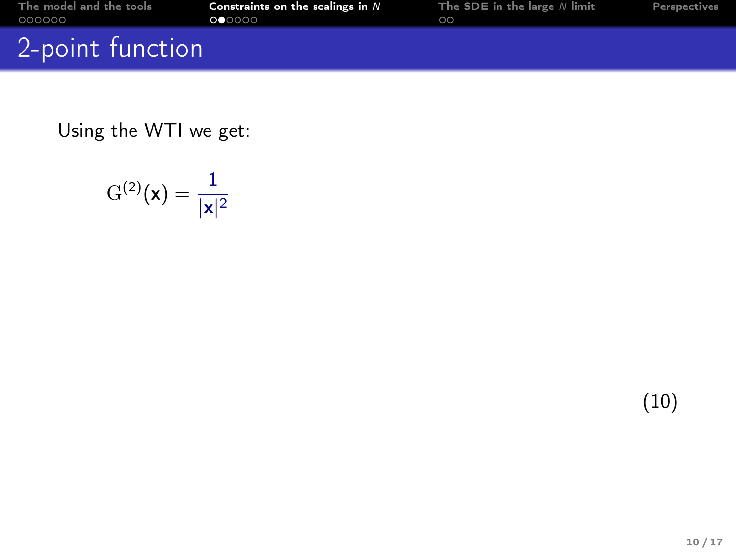## 2-point function

Using the WTI we get:

$$\mathrm{G}^{(2)}(\mathbf{x}) = \frac{1}{|\mathbf{x}|^2} \tag{10}$$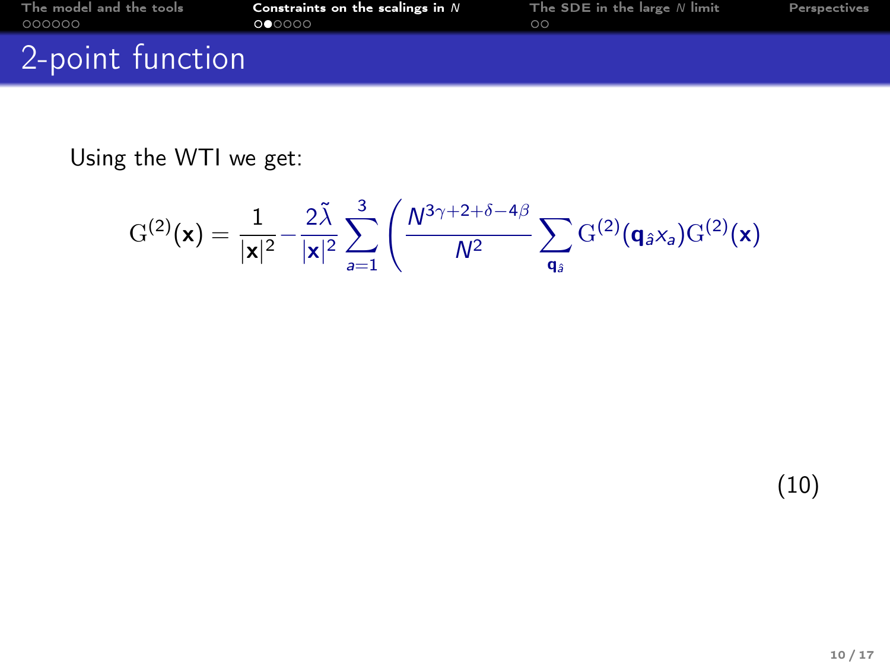# 2-point function

Using the WTI we get:

$$\mathrm{G}^{(2)}(\mathbf{x}) = \frac{1}{|\mathbf{x}|^2} - \frac{2\tilde{\lambda}}{|\mathbf{x}|^2} \sum_{a=1}^{3} \left( \frac{N^{3\gamma+2+\delta-4\beta}}{N^2} \sum_{\mathbf{q}_{\hat{a}}} \mathrm{G}^{(2)}(\mathbf{q}_{\hat{a}} x_a) \mathrm{G}^{(2)}(\mathbf{x}) \right. \tag{10}$$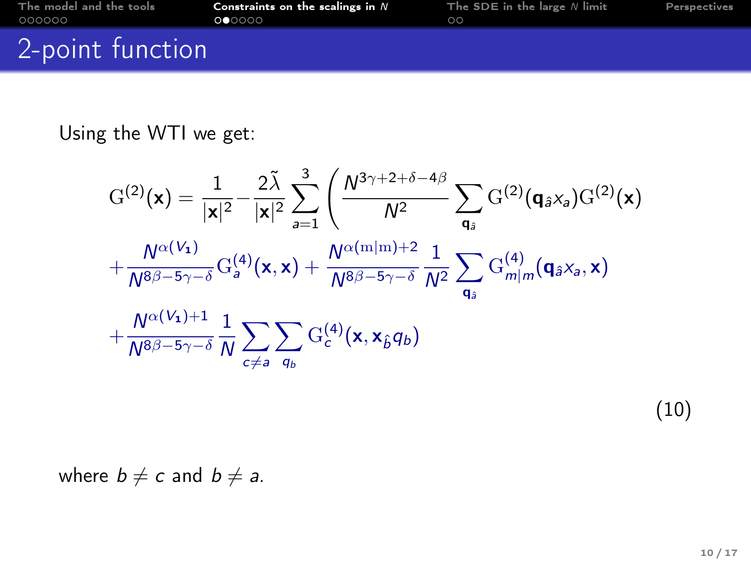## 2-point function

Using the WTI we get:

$$
\begin{aligned}
\mathrm{G}^{(2)}(\mathbf{x}) = \frac{1}{|\mathbf{x}|^2} - \frac{2\tilde{\lambda}}{|\mathbf{x}|^2} \sum_{a=1}^{3} \Bigg( & \frac{N^{3\gamma+2+\delta-4\beta}}{N^2} \sum_{\mathbf{q}_{\hat{a}}} \mathrm{G}^{(2)}(\mathbf{q}_{\hat{a}} x_a) \mathrm{G}^{(2)}(\mathbf{x}) \\
& + \frac{N^{\alpha(V_1)}}{N^{8\beta-5\gamma-\delta}} \mathrm{G}^{(4)}_{a}(\mathbf{x},\mathbf{x}) + \frac{N^{\alpha(\mathrm{m}|\mathrm{m})+2}}{N^{8\beta-5\gamma-\delta}} \frac{1}{N^2} \sum_{\mathbf{q}_{\hat{a}}} \mathrm{G}^{(4)}_{m|m}(\mathbf{q}_{\hat{a}} x_a, \mathbf{x}) \\
& + \frac{N^{\alpha(V_1)+1}}{N^{8\beta-5\gamma-\delta}} \frac{1}{N} \sum_{c \neq a} \sum_{q_b} \mathrm{G}^{(4)}_{c}(\mathbf{x}, \mathbf{x}_{\hat{b}} q_b) \Bigg)
\end{aligned}
\tag{10}
$$

where $b \neq c$ and $b \neq a$.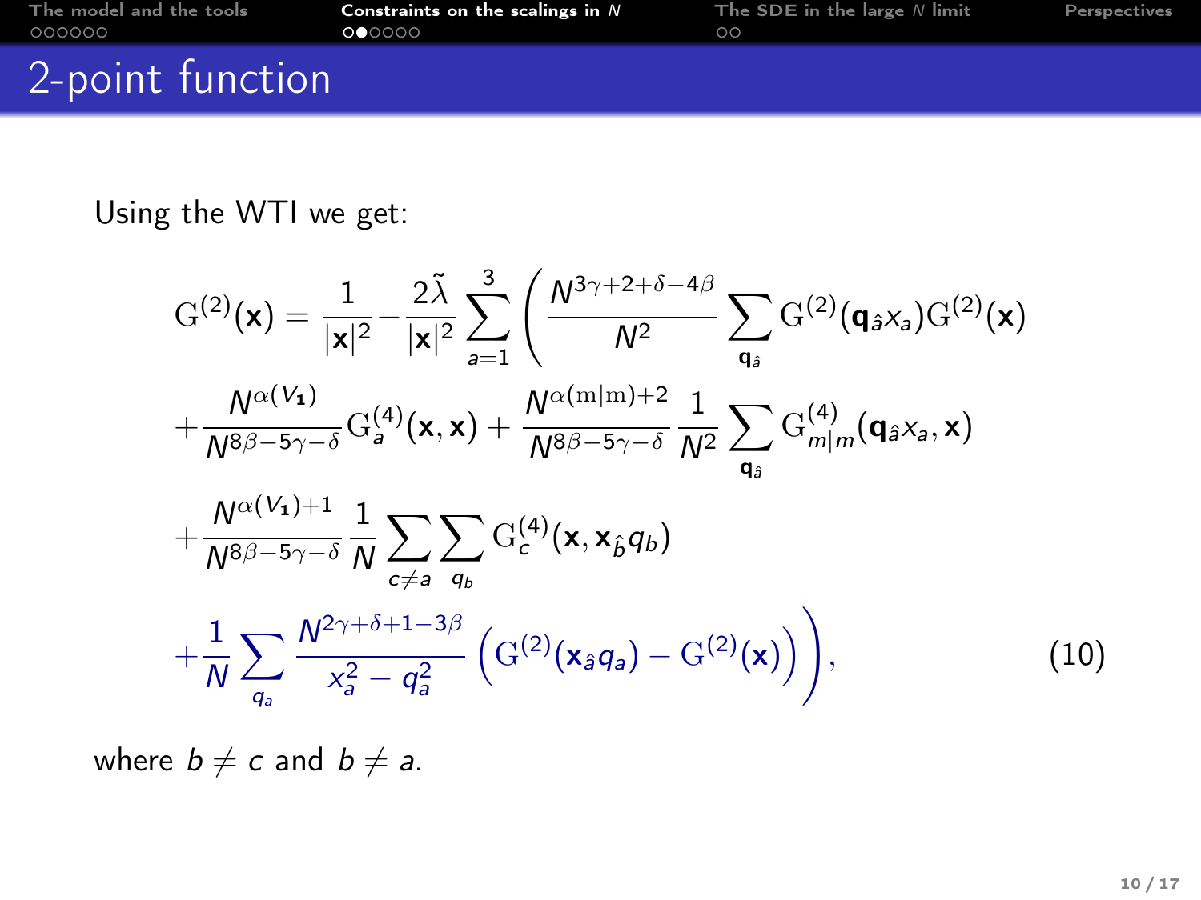## 2-point function

Using the WTI we get:

$$
\begin{aligned}
\mathrm{G}^{(2)}(\mathbf{x}) = & \frac{1}{|\mathbf{x}|^2} - \frac{2\tilde{\lambda}}{|\mathbf{x}|^2} \sum_{a=1}^{3} \left( \frac{N^{3\gamma+2+\delta-4\beta}}{N^2} \sum_{\mathbf{q}_{\hat{a}}} \mathrm{G}^{(2)}(\mathbf{q}_{\hat{a}} x_a) \mathrm{G}^{(2)}(\mathbf{x}) \right. \\
& + \frac{N^{\alpha(V_1)}}{N^{8\beta-5\gamma-\delta}} \mathrm{G}^{(4)}_{a}(\mathbf{x},\mathbf{x}) + \frac{N^{\alpha(\mathrm{m}|\mathrm{m})+2}}{N^{8\beta-5\gamma-\delta}} \frac{1}{N^2} \sum_{\mathbf{q}_{\hat{a}}} \mathrm{G}^{(4)}_{m|m}(\mathbf{q}_{\hat{a}} x_a, \mathbf{x}) \\
& + \frac{N^{\alpha(V_1)+1}}{N^{8\beta-5\gamma-\delta}} \frac{1}{N} \sum_{c \neq a} \sum_{q_b} \mathrm{G}^{(4)}_{c}(\mathbf{x}, \mathbf{x}_{\hat{b}} q_b) \\
& \left. + \frac{1}{N} \sum_{q_a} \frac{N^{2\gamma+\delta+1-3\beta}}{x_a^2 - q_a^2} \left( \mathrm{G}^{(2)}(\mathbf{x}_{\hat{a}} q_a) - \mathrm{G}^{(2)}(\mathbf{x}) \right) \right),
\end{aligned}
\tag{10}
$$

where $b \neq c$ and $b \neq a$.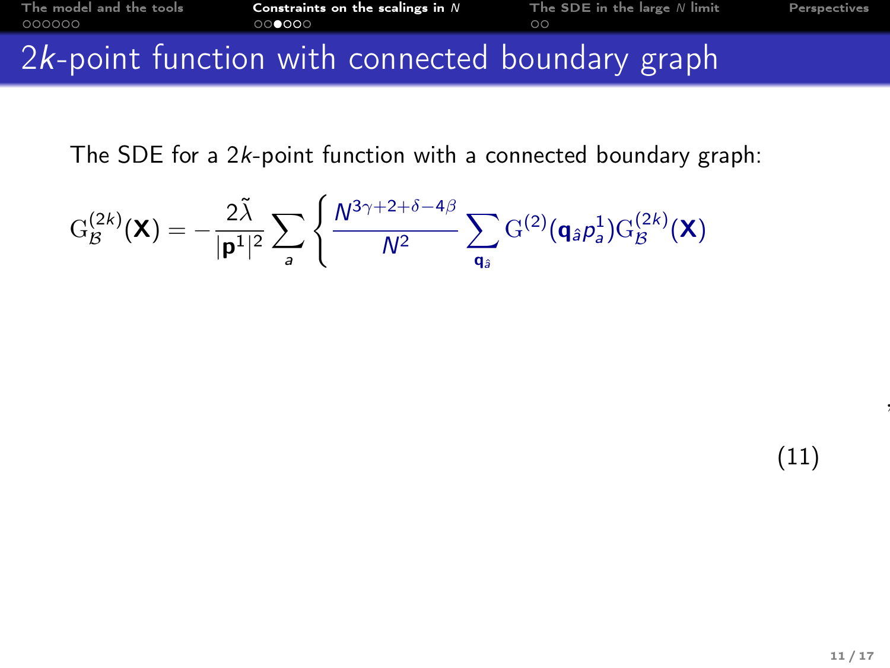# 2$k$-point function with connected boundary graph

The SDE for a 2$k$-point function with a connected boundary graph:

$$
\mathrm{G}_{\mathcal{B}}^{(2k)}(\mathbf{X}) = -\frac{2\tilde{\lambda}}{|\mathbf{p}^1|^2} \sum_{a} \left\{ \frac{N^{3\gamma+2+\delta-4\beta}}{N^2} \sum_{\mathbf{q}_{\hat{a}}} \mathrm{G}^{(2)}(\mathbf{q}_{\hat{a}} p_a^1) \mathrm{G}_{\mathcal{B}}^{(2k)}(\mathbf{X}) \right. \tag{11}
$$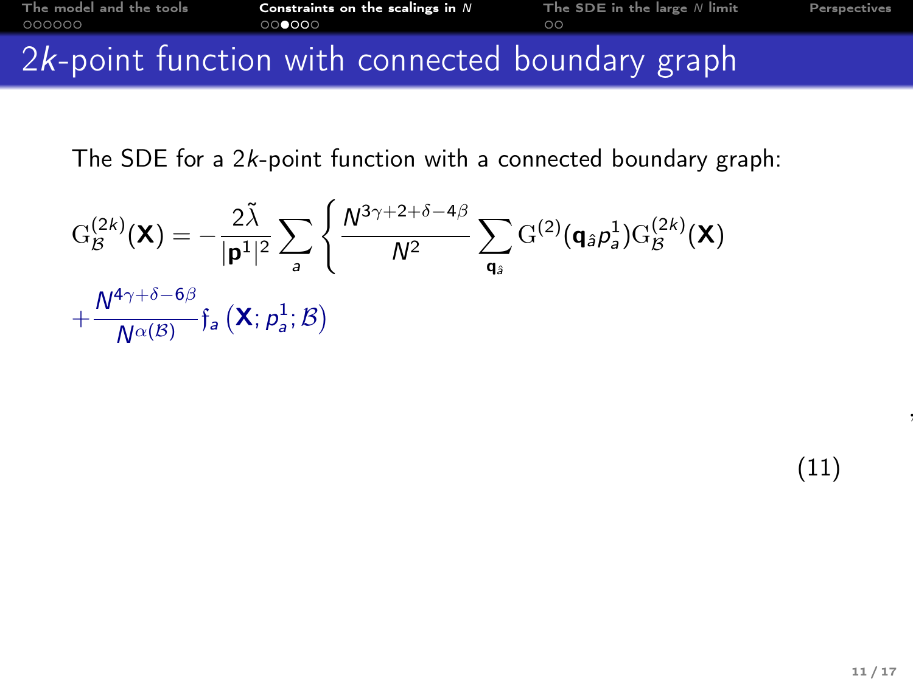# $2k$-point function with connected boundary graph

The SDE for a $2k$-point function with a connected boundary graph:

$$\mathrm{G}^{(2k)}_{\mathcal{B}}(\mathbf{X}) = -\frac{2\tilde{\lambda}}{|\mathbf{p}^1|^2} \sum_a \left\{ \frac{N^{3\gamma+2+\delta-4\beta}}{N^2} \sum_{\mathbf{q}_{\hat{a}}} \mathrm{G}^{(2)}(\mathbf{q}_{\hat{a}} p^1_a) \mathrm{G}^{(2k)}_{\mathcal{B}}(\mathbf{X}) + \frac{N^{4\gamma+\delta-6\beta}}{N^{\alpha(\mathcal{B})}} \mathfrak{f}_a\left(\mathbf{X}; p^1_a; \mathcal{B}\right) \right. \tag{11}$$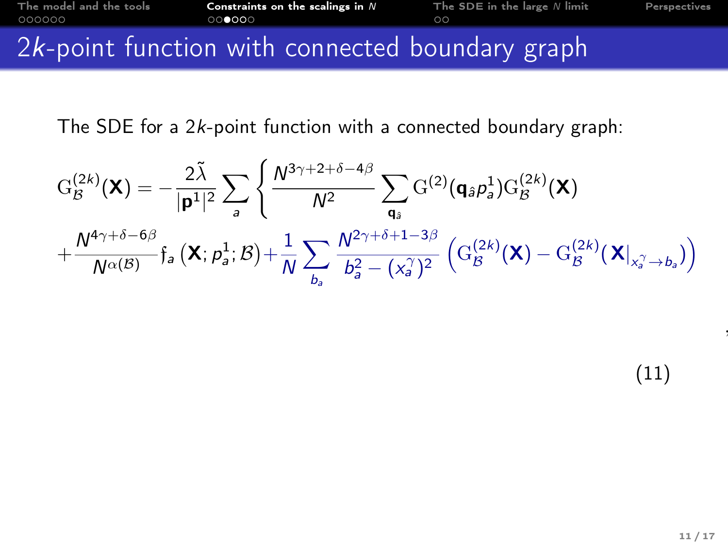# $2k$-point function with connected boundary graph

The SDE for a $2k$-point function with a connected boundary graph:

$$
\begin{aligned}
\mathrm{G}^{(2k)}_{\mathcal{B}}(\mathbf{X}) = -\frac{2\tilde{\lambda}}{|\mathbf{p}^1|^2} \sum_{a} \Bigg\{ & \frac{N^{3\gamma+2+\delta-4\beta}}{N^2} \sum_{\mathbf{q}_{\hat{a}}} \mathrm{G}^{(2)}(\mathbf{q}_{\hat{a}} p^1_a) \mathrm{G}^{(2k)}_{\mathcal{B}}(\mathbf{X}) \\
+ & \frac{N^{4\gamma+\delta-6\beta}}{N^{\alpha(\mathcal{B})}} \mathfrak{f}_a \left(\mathbf{X}; p^1_a; \mathcal{B}\right) + \frac{1}{N} \sum_{b_a} \frac{N^{2\gamma+\delta+1-3\beta}}{b_a^2 - (x_a^{\gamma})^2} \left( \mathrm{G}^{(2k)}_{\mathcal{B}}(\mathbf{X}) - \mathrm{G}^{(2k)}_{\mathcal{B}}(\mathbf{X}|_{x_a^{\gamma} \to b_a}) \right)
\end{aligned}
\tag{11}
$$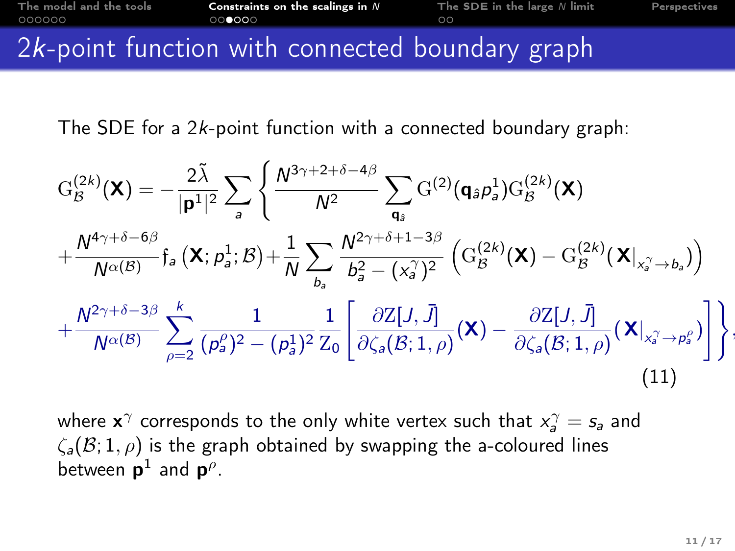# $2k$-point function with connected boundary graph

The SDE for a $2k$-point function with a connected boundary graph:

$$
\begin{aligned}
\mathrm{G}^{(2k)}_{\mathcal{B}}(\mathbf{X}) = -\frac{2\tilde{\lambda}}{|\mathbf{p}^1|^2} \sum_a \Bigg\{ & \frac{N^{3\gamma+2+\delta-4\beta}}{N^2} \sum_{\mathbf{q}_{\hat{a}}} \mathrm{G}^{(2)}(\mathbf{q}_{\hat{a}} p^1_a) \mathrm{G}^{(2k)}_{\mathcal{B}}(\mathbf{X}) \\
& + \frac{N^{4\gamma+\delta-6\beta}}{N^{\alpha(\mathcal{B})}} \mathfrak{f}_a\left(\mathbf{X}; p^1_a; \mathcal{B}\right) + \frac{1}{N} \sum_{b_a} \frac{N^{2\gamma+\delta+1-3\beta}}{b_a^2 - (x_a^\gamma)^2} \left( \mathrm{G}^{(2k)}_{\mathcal{B}}(\mathbf{X}) - \mathrm{G}^{(2k)}_{\mathcal{B}}(\mathbf{X}|_{x_a^\gamma \to b_a}) \right) \\
& + \frac{N^{2\gamma+\delta-3\beta}}{N^{\alpha(\mathcal{B})}} \sum_{\rho=2}^{k} \frac{1}{(p_a^\rho)^2 - (p_a^1)^2} \frac{1}{\mathrm{Z}_0} \left[ \frac{\partial \mathrm{Z}[J,\bar{J}]}{\partial \zeta_a(\mathcal{B};1,\rho)}(\mathbf{X}) - \frac{\partial \mathrm{Z}[J,\bar{J}]}{\partial \zeta_a(\mathcal{B};1,\rho)}(\mathbf{X}|_{x_a^\gamma \to p_a^\rho}) \right] \Bigg\},
\end{aligned}
\tag{11}
$$

where $\mathbf{x}^\gamma$ corresponds to the only white vertex such that $x_a^\gamma = s_a$ and $\zeta_a(\mathcal{B};1,\rho)$ is the graph obtained by swapping the a-coloured lines between $\mathbf{p}^1$ and $\mathbf{p}^\rho$.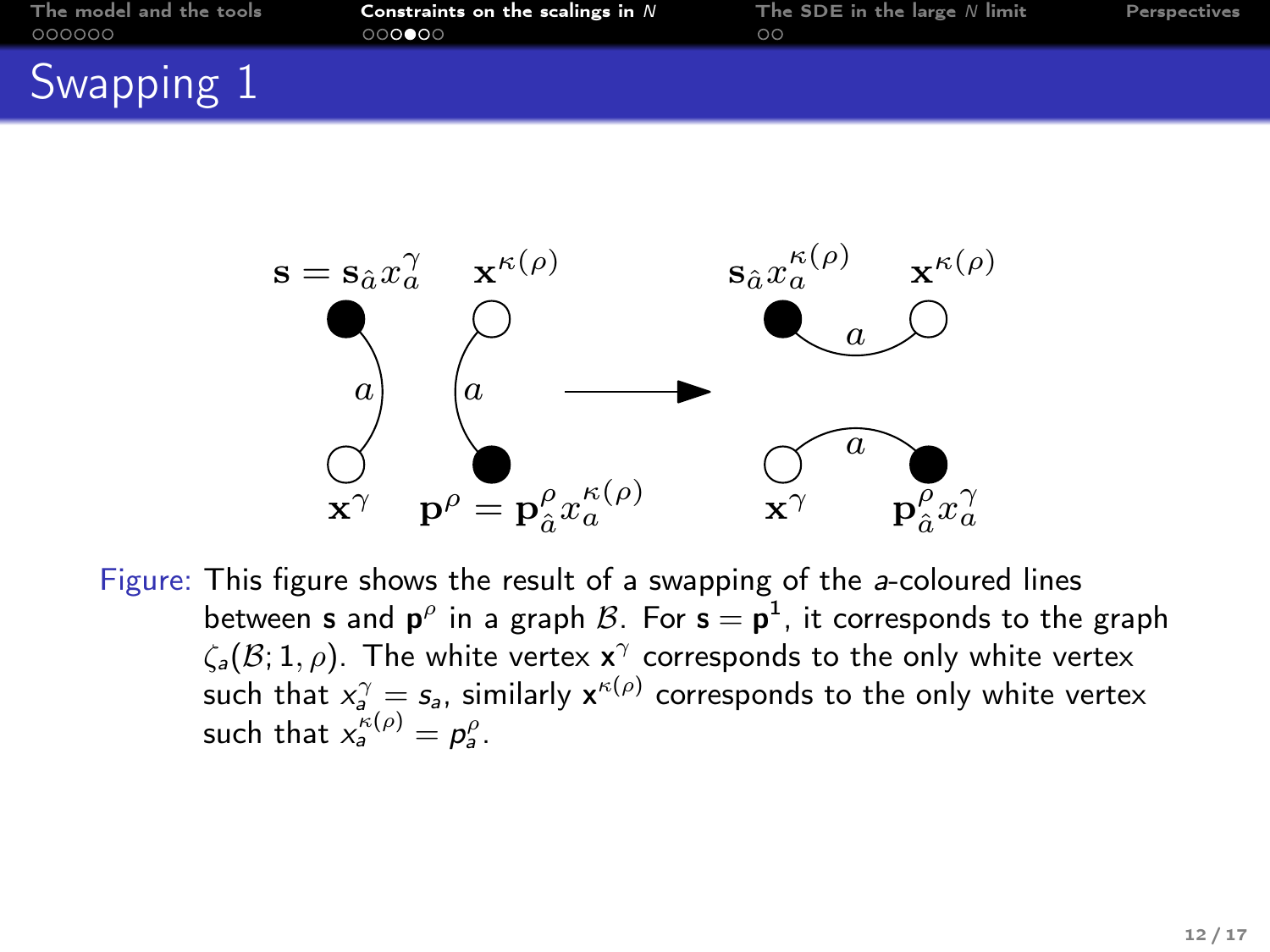# Swapping 1

Figure: This figure shows the result of a swapping of the $a$-coloured lines between $\mathbf{s}$ and $\mathbf{p}^\rho$ in a graph $\mathcal{B}$. For $\mathbf{s} = \mathbf{p}^1$, it corresponds to the graph $\zeta_a(\mathcal{B}; 1, \rho)$. The white vertex $\mathbf{x}^\gamma$ corresponds to the only white vertex such that $x_a^\gamma = s_a$, similarly $\mathbf{x}^{\kappa(\rho)}$ corresponds to the only white vertex such that $x_a^{\kappa(\rho)} = p_a^\rho$.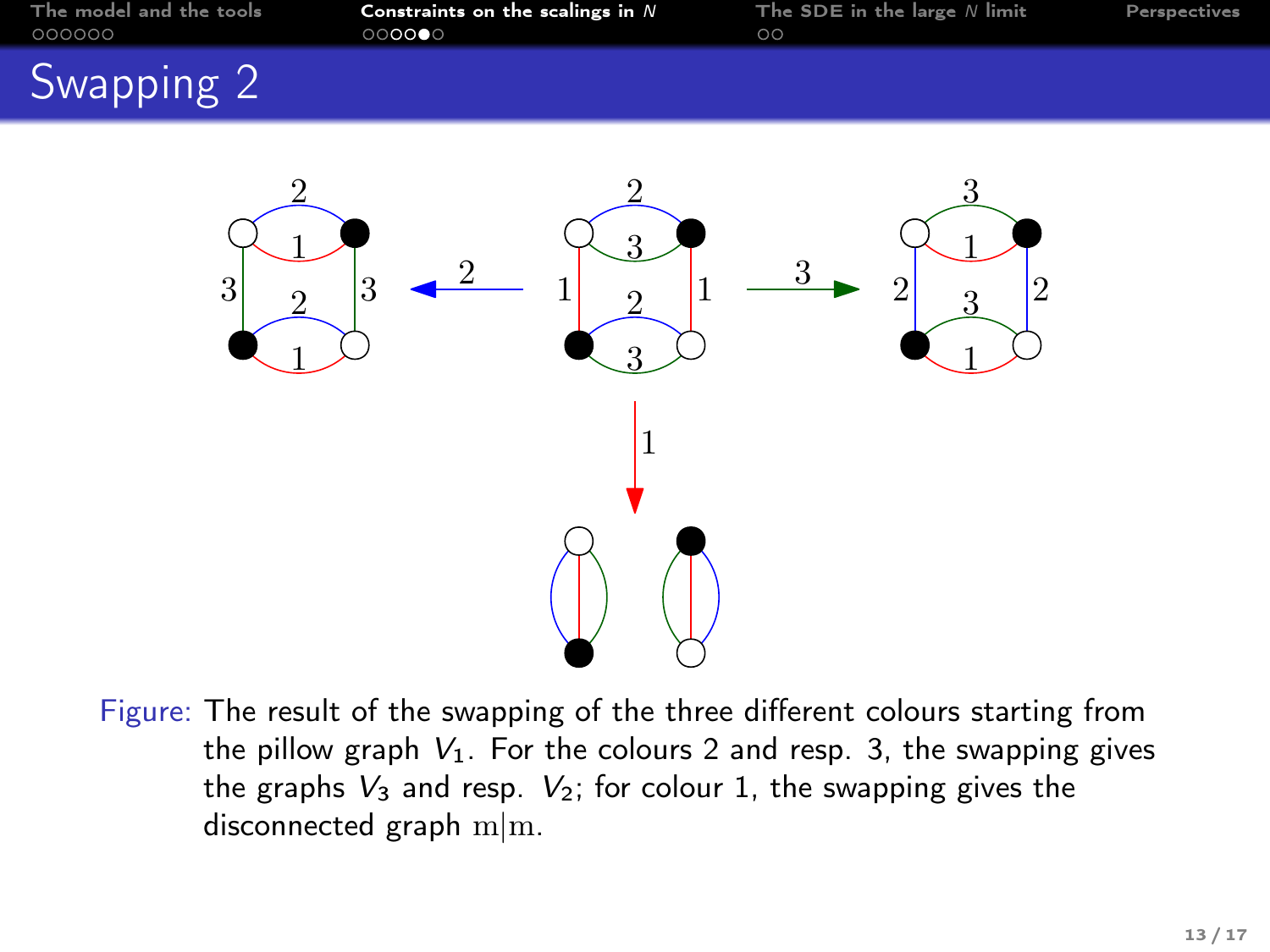# Swapping 2

Figure: The result of the swapping of the three different colours starting from the pillow graph $V_1$. For the colours 2 and resp. 3, the swapping gives the graphs $V_3$ and resp. $V_2$; for colour 1, the swapping gives the disconnected graph $\mathrm{m}|\mathrm{m}$.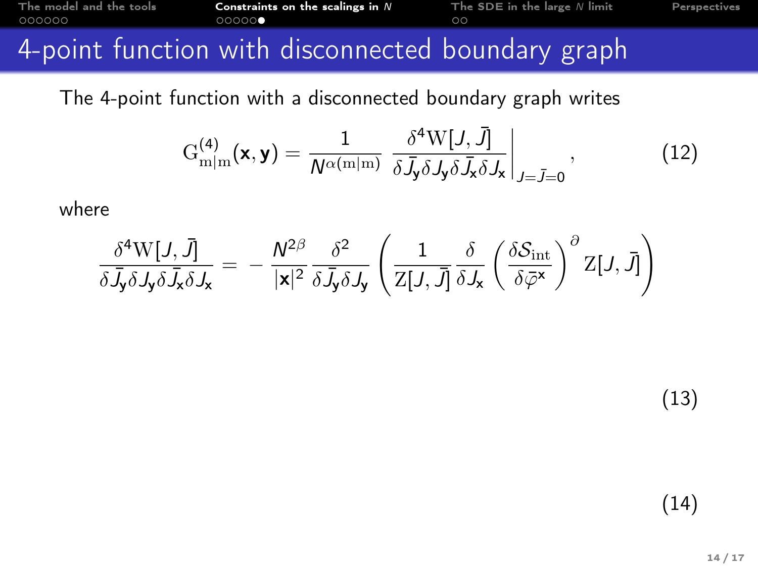# 4-point function with disconnected boundary graph

The 4-point function with a disconnected boundary graph writes

$$\mathrm{G}^{(4)}_{\mathrm{m}|\mathrm{m}}(\mathbf{x},\mathbf{y}) = \frac{1}{N^{\alpha(\mathrm{m}|\mathrm{m})}} \left. \frac{\delta^4 \mathrm{W}[J,\bar{J}]}{\delta \bar{J}_{\mathbf{y}} \delta J_{\mathbf{y}} \delta \bar{J}_{\mathbf{x}} \delta J_{\mathbf{x}}} \right|_{J=\bar{J}=0}, \tag{12}$$

where

$$\frac{\delta^4 \mathrm{W}[J,\bar{J}]}{\delta \bar{J}_{\mathbf{y}} \delta J_{\mathbf{y}} \delta \bar{J}_{\mathbf{x}} \delta J_{\mathbf{x}}} = -\frac{N^{2\beta}}{|\mathbf{x}|^2} \frac{\delta^2}{\delta \bar{J}_{\mathbf{y}} \delta J_{\mathbf{y}}} \left( \frac{1}{\mathrm{Z}[J,\bar{J}]} \frac{\delta}{\delta J_{\mathbf{x}}} \left( \frac{\delta \mathcal{S}_{\mathrm{int}}}{\delta \bar{\varphi}^{\mathbf{x}}} \right)^{\partial} \mathrm{Z}[J,\bar{J}] \right)$$

(13)

(14)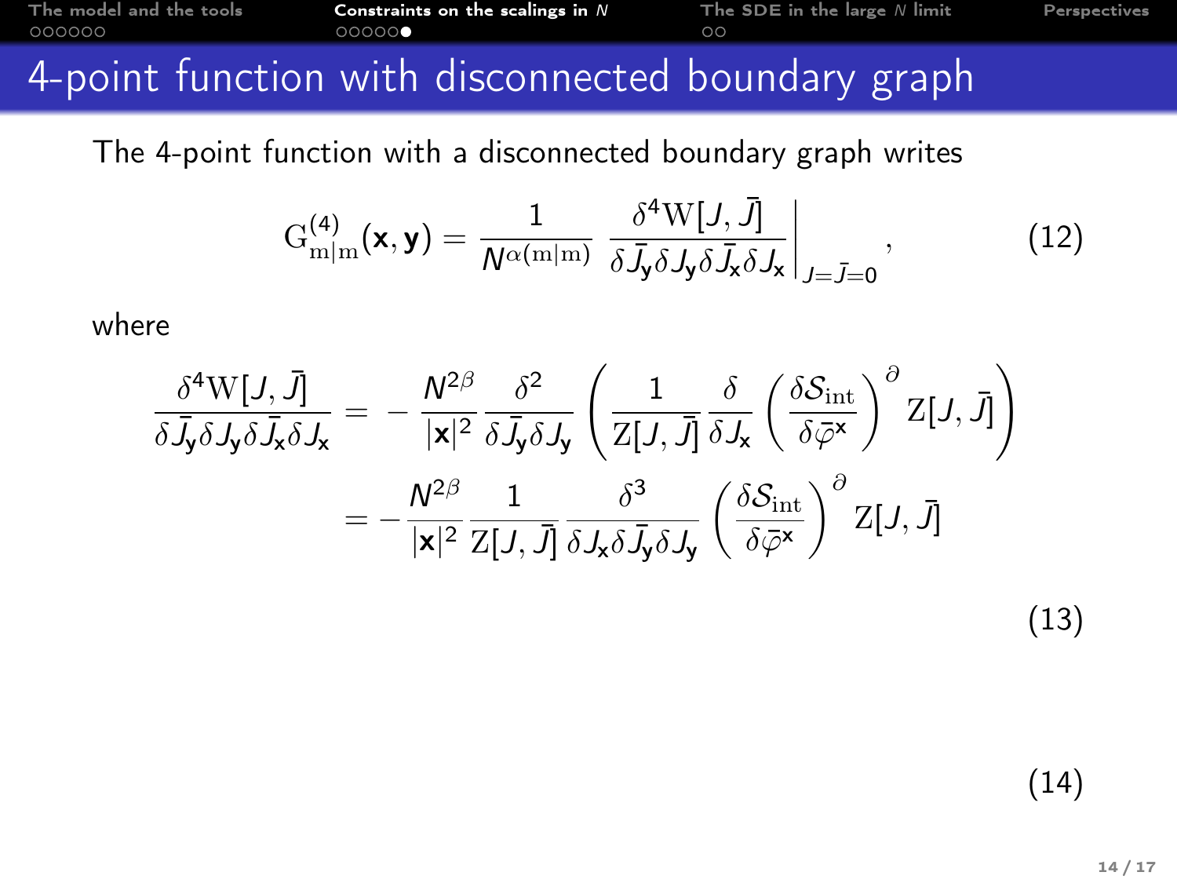# 4-point function with disconnected boundary graph

The 4-point function with a disconnected boundary graph writes

$$\mathrm{G}^{(4)}_{\mathrm{m}|\mathrm{m}}(\mathbf{x},\mathbf{y}) = \frac{1}{N^{\alpha(\mathrm{m}|\mathrm{m})}} \left. \frac{\delta^4 \mathrm{W}[J,\bar{J}]}{\delta \bar{J}_{\mathbf{y}} \delta J_{\mathbf{y}} \delta \bar{J}_{\mathbf{x}} \delta J_{\mathbf{x}}} \right|_{J=\bar{J}=0}, \tag{12}$$

where

$$\begin{aligned}
\frac{\delta^4 \mathrm{W}[J,\bar{J}]}{\delta \bar{J}_{\mathbf{y}} \delta J_{\mathbf{y}} \delta \bar{J}_{\mathbf{x}} \delta J_{\mathbf{x}}} &= -\frac{N^{2\beta}}{|\mathbf{x}|^2} \frac{\delta^2}{\delta \bar{J}_{\mathbf{y}} \delta J_{\mathbf{y}}} \left( \frac{1}{\mathrm{Z}[J,\bar{J}]} \frac{\delta}{\delta J_{\mathbf{x}}} \left( \frac{\delta \mathcal{S}_{\mathrm{int}}}{\delta \bar{\varphi}^{\mathbf{x}}} \right)^{\partial} \mathrm{Z}[J,\bar{J}] \right) \\
&= -\frac{N^{2\beta}}{|\mathbf{x}|^2} \frac{1}{\mathrm{Z}[J,\bar{J}]} \frac{\delta^3}{\delta J_{\mathbf{x}} \delta \bar{J}_{\mathbf{y}} \delta J_{\mathbf{y}}} \left( \frac{\delta \mathcal{S}_{\mathrm{int}}}{\delta \bar{\varphi}^{\mathbf{x}}} \right)^{\partial} \mathrm{Z}[J,\bar{J}]
\end{aligned} \tag{13}$$

$$ \tag{14}$$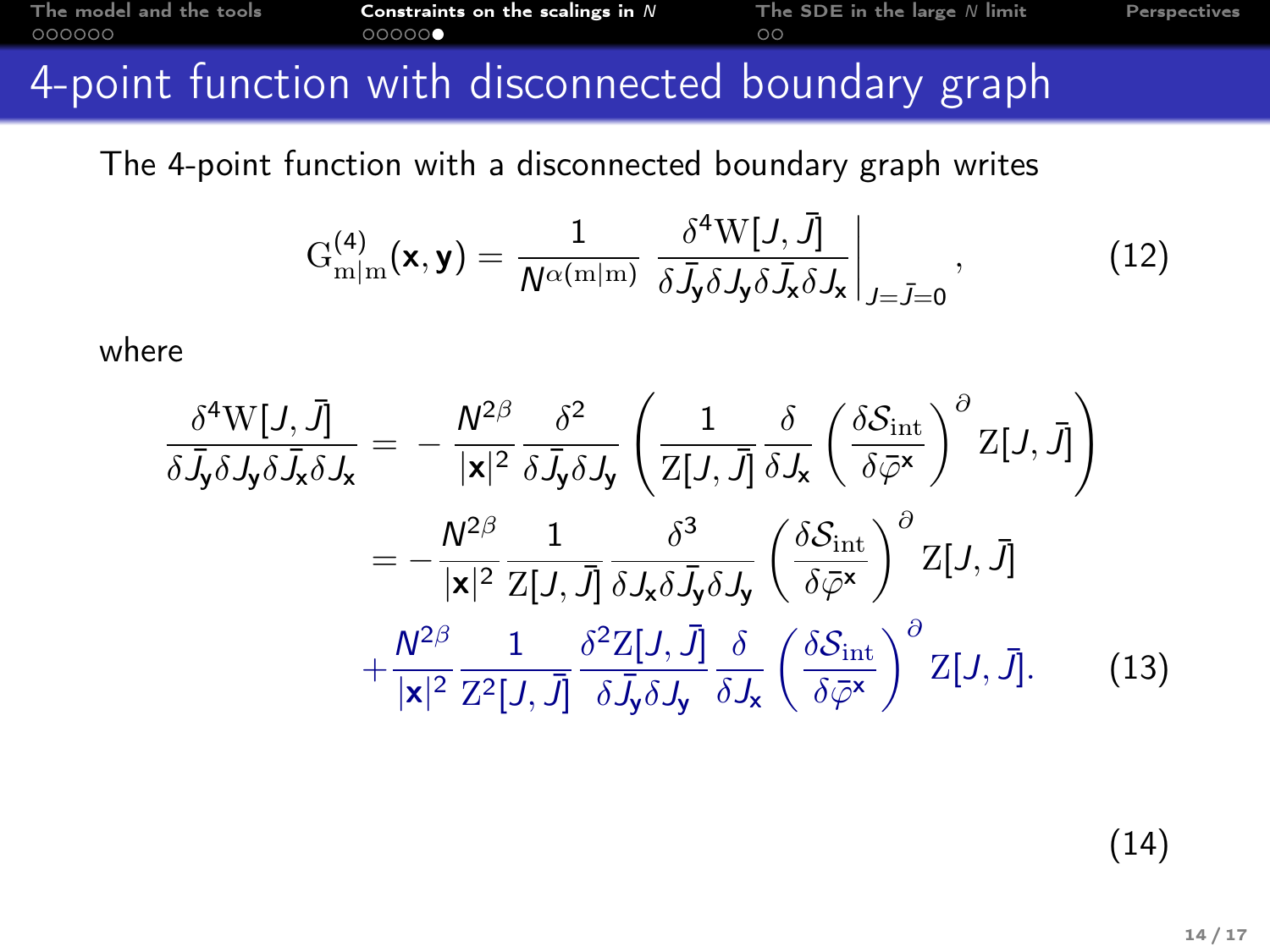# 4-point function with disconnected boundary graph

The 4-point function with a disconnected boundary graph writes

$$
\mathrm{G}^{(4)}_{\mathrm{m}|\mathrm{m}}(\mathbf{x},\mathbf{y}) = \frac{1}{N^{\alpha(\mathrm{m}|\mathrm{m})}} \left. \frac{\delta^4 \mathrm{W}[J,\bar{J}]}{\delta \bar{J}_{\mathbf{y}} \delta J_{\mathbf{y}} \delta \bar{J}_{\mathbf{x}} \delta J_{\mathbf{x}}} \right|_{J=\bar{J}=0}, \tag{12}
$$

where

$$
\begin{aligned}
\frac{\delta^4 \mathrm{W}[J,\bar{J}]}{\delta \bar{J}_{\mathbf{y}} \delta J_{\mathbf{y}} \delta \bar{J}_{\mathbf{x}} \delta J_{\mathbf{x}}} &= -\frac{N^{2\beta}}{|\mathbf{x}|^2} \frac{\delta^2}{\delta \bar{J}_{\mathbf{y}} \delta J_{\mathbf{y}}} \left( \frac{1}{\mathrm{Z}[J,\bar{J}]} \frac{\delta}{\delta J_{\mathbf{x}}} \left( \frac{\delta \mathcal{S}_{\mathrm{int}}}{\delta \bar{\varphi}^{\mathbf{x}}} \right)^{\partial} \mathrm{Z}[J,\bar{J}] \right) \\
&= -\frac{N^{2\beta}}{|\mathbf{x}|^2} \frac{1}{\mathrm{Z}[J,\bar{J}]} \frac{\delta^3}{\delta J_{\mathbf{x}} \delta \bar{J}_{\mathbf{y}} \delta J_{\mathbf{y}}} \left( \frac{\delta \mathcal{S}_{\mathrm{int}}}{\delta \bar{\varphi}^{\mathbf{x}}} \right)^{\partial} \mathrm{Z}[J,\bar{J}] \\
&\quad + \frac{N^{2\beta}}{|\mathbf{x}|^2} \frac{1}{\mathrm{Z}^2[J,\bar{J}]} \frac{\delta^2 \mathrm{Z}[J,\bar{J}]}{\delta \bar{J}_{\mathbf{y}} \delta J_{\mathbf{y}}} \frac{\delta}{\delta J_{\mathbf{x}}} \left( \frac{\delta \mathcal{S}_{\mathrm{int}}}{\delta \bar{\varphi}^{\mathbf{x}}} \right)^{\partial} \mathrm{Z}[J,\bar{J}].
\end{aligned} \tag{13}
$$

(14)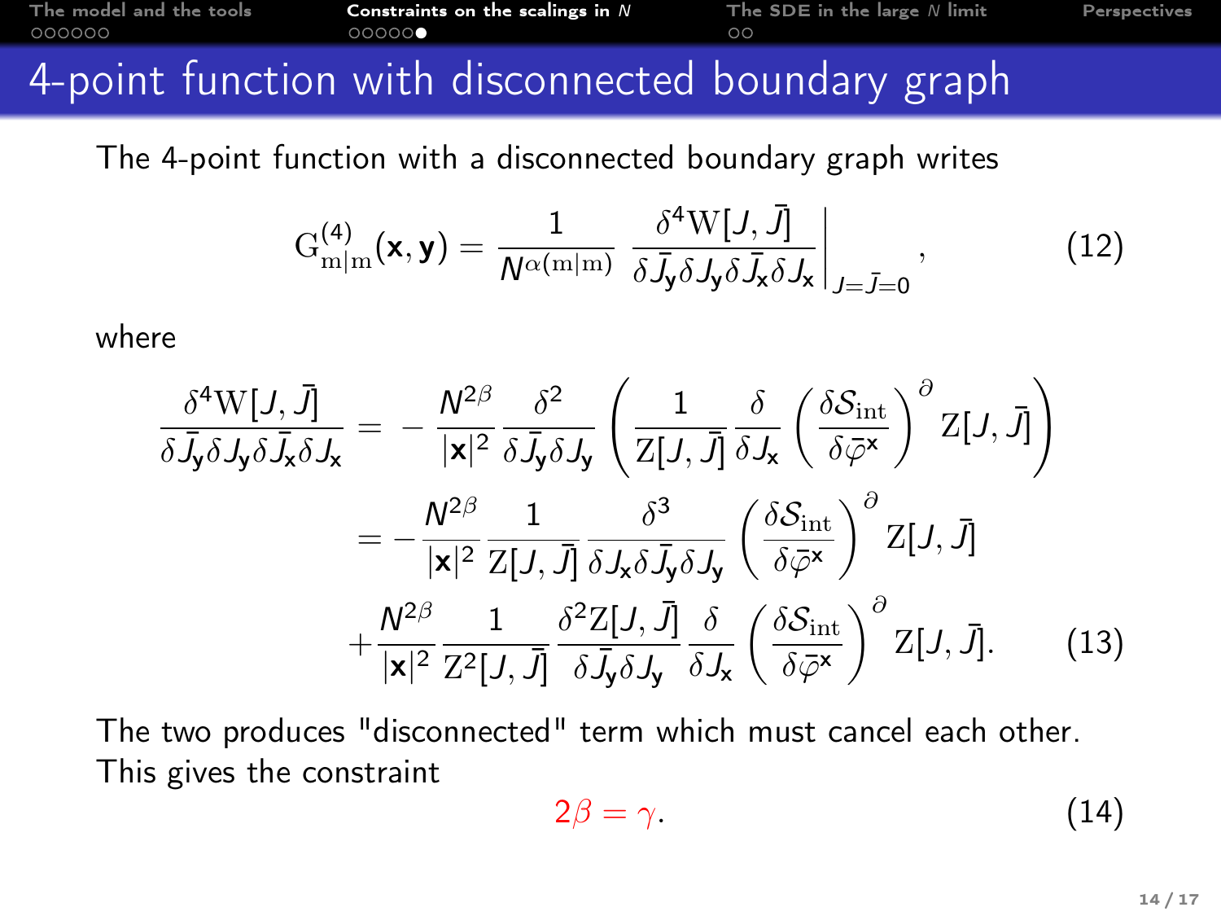# 4-point function with disconnected boundary graph

The 4-point function with a disconnected boundary graph writes

$$
\mathrm{G}^{(4)}_{\mathrm{m}|\mathrm{m}}(\mathbf{x},\mathbf{y}) = \frac{1}{N^{\alpha(\mathrm{m}|\mathrm{m})}} \left. \frac{\delta^4 \mathrm{W}[J,\bar{J}]}{\delta \bar{J}_{\mathbf{y}} \delta J_{\mathbf{y}} \delta \bar{J}_{\mathbf{x}} \delta J_{\mathbf{x}}} \right|_{J=\bar{J}=0}, \tag{12}
$$

where

$$
\begin{aligned}
\frac{\delta^4 \mathrm{W}[J,\bar{J}]}{\delta \bar{J}_{\mathbf{y}} \delta J_{\mathbf{y}} \delta \bar{J}_{\mathbf{x}} \delta J_{\mathbf{x}}} &= -\frac{N^{2\beta}}{|\mathbf{x}|^2} \frac{\delta^2}{\delta \bar{J}_{\mathbf{y}} \delta J_{\mathbf{y}}} \left( \frac{1}{\mathrm{Z}[J,\bar{J}]} \frac{\delta}{\delta J_{\mathbf{x}}} \left( \frac{\delta \mathcal{S}_{\mathrm{int}}}{\delta \bar{\varphi}^{\mathbf{x}}} \right)^{\partial} \mathrm{Z}[J,\bar{J}] \right) \\
&= -\frac{N^{2\beta}}{|\mathbf{x}|^2} \frac{1}{\mathrm{Z}[J,\bar{J}]} \frac{\delta^3}{\delta J_{\mathbf{x}} \delta \bar{J}_{\mathbf{y}} \delta J_{\mathbf{y}}} \left( \frac{\delta \mathcal{S}_{\mathrm{int}}}{\delta \bar{\varphi}^{\mathbf{x}}} \right)^{\partial} \mathrm{Z}[J,\bar{J}] \\
&\quad + \frac{N^{2\beta}}{|\mathbf{x}|^2} \frac{1}{\mathrm{Z}^2[J,\bar{J}]} \frac{\delta^2 \mathrm{Z}[J,\bar{J}]}{\delta \bar{J}_{\mathbf{y}} \delta J_{\mathbf{y}}} \frac{\delta}{\delta J_{\mathbf{x}}} \left( \frac{\delta \mathcal{S}_{\mathrm{int}}}{\delta \bar{\varphi}^{\mathbf{x}}} \right)^{\partial} \mathrm{Z}[J,\bar{J}].
\end{aligned} \tag{13}
$$

The two produces "disconnected" term which must cancel each other. This gives the constraint

$$
2\beta = \gamma. \tag{14}
$$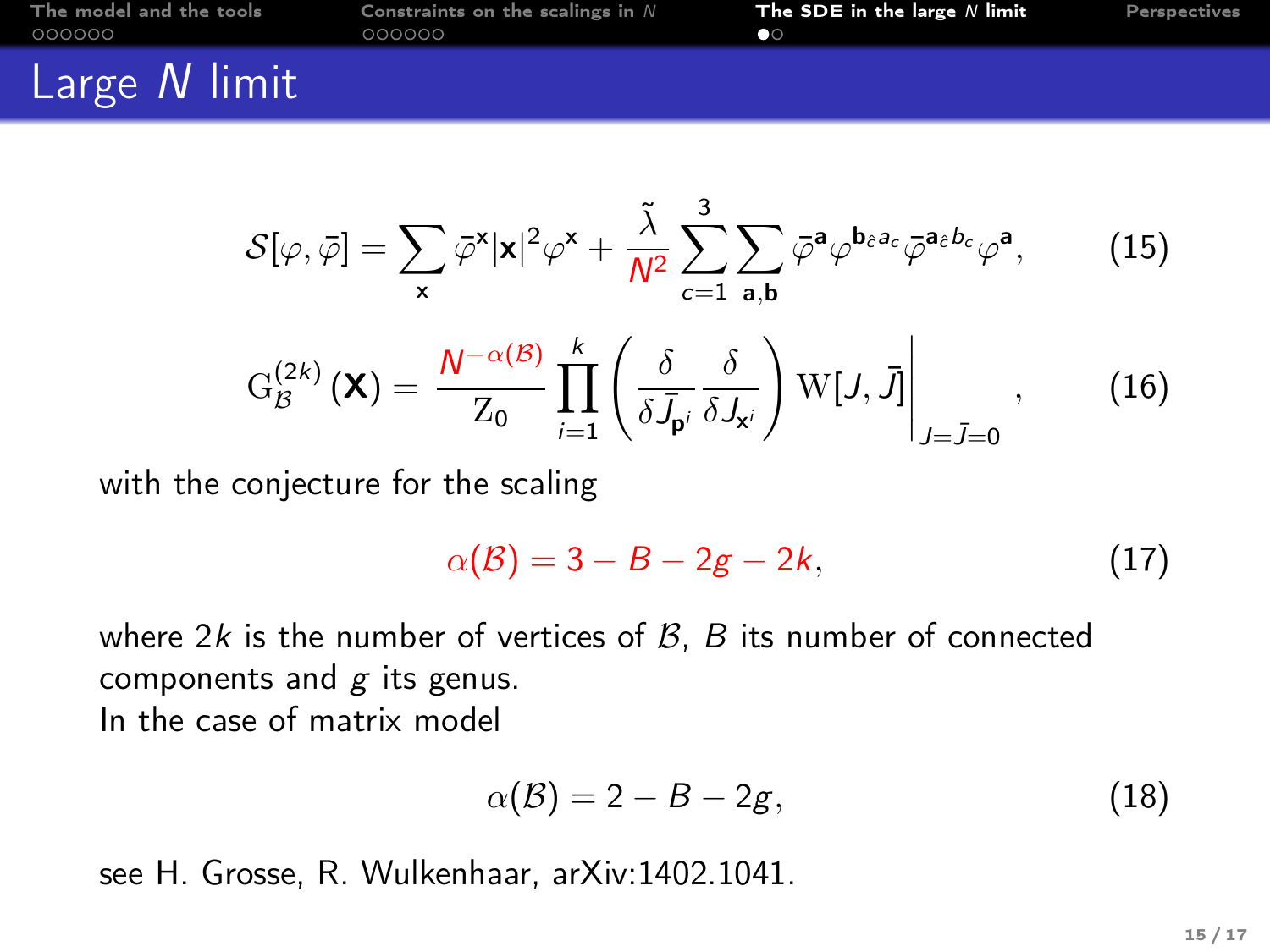# Large $N$ limit

$$\mathcal{S}[\varphi,\bar\varphi] = \sum_{\mathbf{x}} \bar\varphi^{\mathbf{x}} |\mathbf{x}|^2 \varphi^{\mathbf{x}} + \frac{\tilde\lambda}{N^2} \sum_{c=1}^{3} \sum_{\mathbf{a},\mathbf{b}} \bar\varphi^{\mathbf{a}} \varphi^{\mathbf{b}_{\hat c} a_c} \bar\varphi^{\mathbf{a}_{\hat c} b_c} \varphi^{\mathbf{a}}, \tag{15}$$

$$\mathrm{G}^{(2k)}_{\mathcal{B}}(\mathbf{X}) = \frac{N^{-\alpha(\mathcal{B})}}{\mathrm{Z}_0} \prod_{i=1}^{k} \left( \frac{\delta}{\delta \bar J_{\mathbf{p}^i}} \frac{\delta}{\delta J_{\mathbf{x}^i}} \right) \mathrm{W}[J,\bar J] \Big|_{J=\bar J=0}, \tag{16}$$

with the conjecture for the scaling

$$\alpha(\mathcal{B}) = 3 - B - 2g - 2k, \tag{17}$$

where $2k$ is the number of vertices of $\mathcal{B}$, $B$ its number of connected components and $g$ its genus.
In the case of matrix model

$$\alpha(\mathcal{B}) = 2 - B - 2g, \tag{18}$$

see H. Grosse, R. Wulkenhaar, arXiv:1402.1041.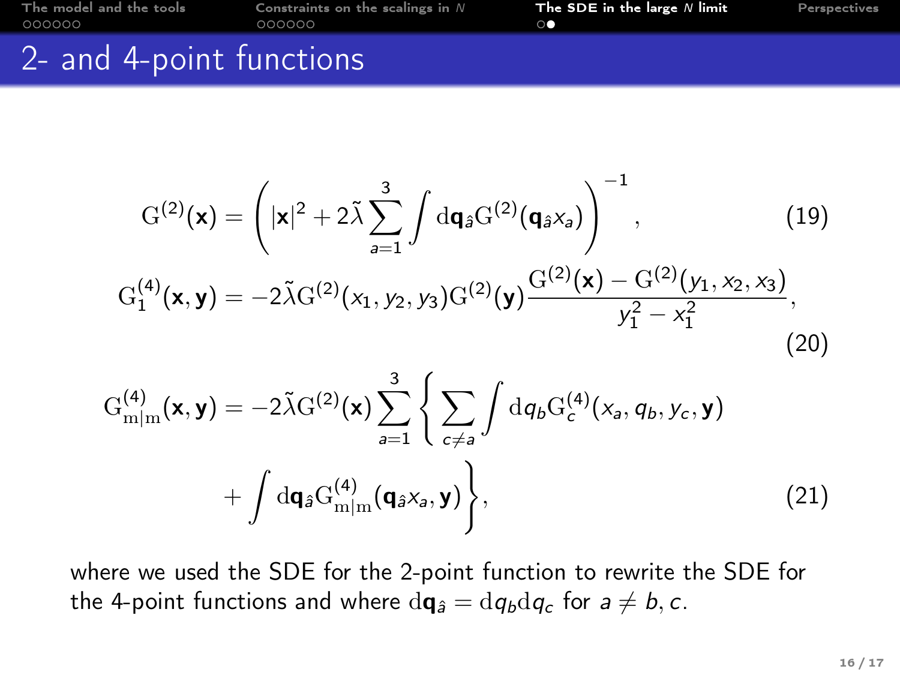# 2- and 4-point functions

$$
\mathrm{G}^{(2)}(\mathbf{x}) = \left( |\mathbf{x}|^2 + 2\tilde{\lambda} \sum_{a=1}^{3} \int \mathrm{d}\mathbf{q}_{\hat{a}} \mathrm{G}^{(2)}(\mathbf{q}_{\hat{a}} x_a) \right)^{-1}, \tag{19}
$$

$$
\mathrm{G}_1^{(4)}(\mathbf{x}, \mathbf{y}) = -2\tilde{\lambda} \mathrm{G}^{(2)}(x_1, y_2, y_3) \mathrm{G}^{(2)}(\mathbf{y}) \frac{\mathrm{G}^{(2)}(\mathbf{x}) - \mathrm{G}^{(2)}(y_1, x_2, x_3)}{y_1^2 - x_1^2}, \tag{20}
$$

$$
\mathrm{G}_{\mathrm{m|m}}^{(4)}(\mathbf{x}, \mathbf{y}) = -2\tilde{\lambda} \mathrm{G}^{(2)}(\mathbf{x}) \sum_{a=1}^{3} \Bigg\{ \sum_{c \neq a} \int \mathrm{d}q_b \mathrm{G}_c^{(4)}(x_a, q_b, y_c, \mathbf{y}) + \int \mathrm{d}\mathbf{q}_{\hat{a}} \mathrm{G}_{\mathrm{m|m}}^{(4)}(\mathbf{q}_{\hat{a}} x_a, \mathbf{y}) \Bigg\}, \tag{21}
$$

where we used the SDE for the 2-point function to rewrite the SDE for the 4-point functions and where $\mathrm{d}\mathbf{q}_{\hat{a}} = \mathrm{d}q_b \mathrm{d}q_c$ for $a \neq b, c$.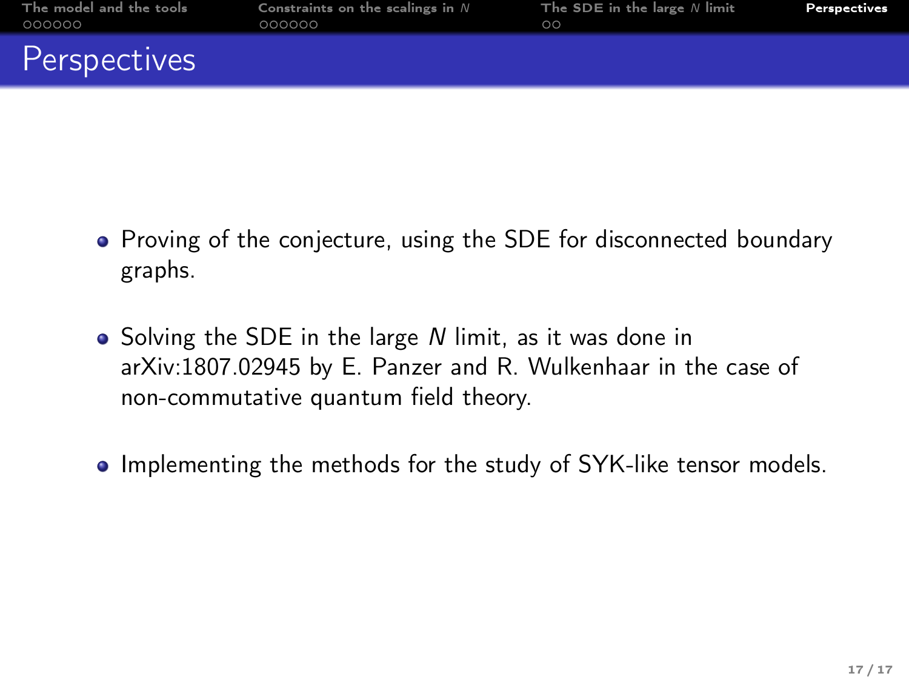# Perspectives

- Proving of the conjecture, using the SDE for disconnected boundary graphs.
- Solving the SDE in the large $N$ limit, as it was done in arXiv:1807.02945 by E. Panzer and R. Wulkenhaar in the case of non-commutative quantum field theory.
- Implementing the methods for the study of SYK-like tensor models.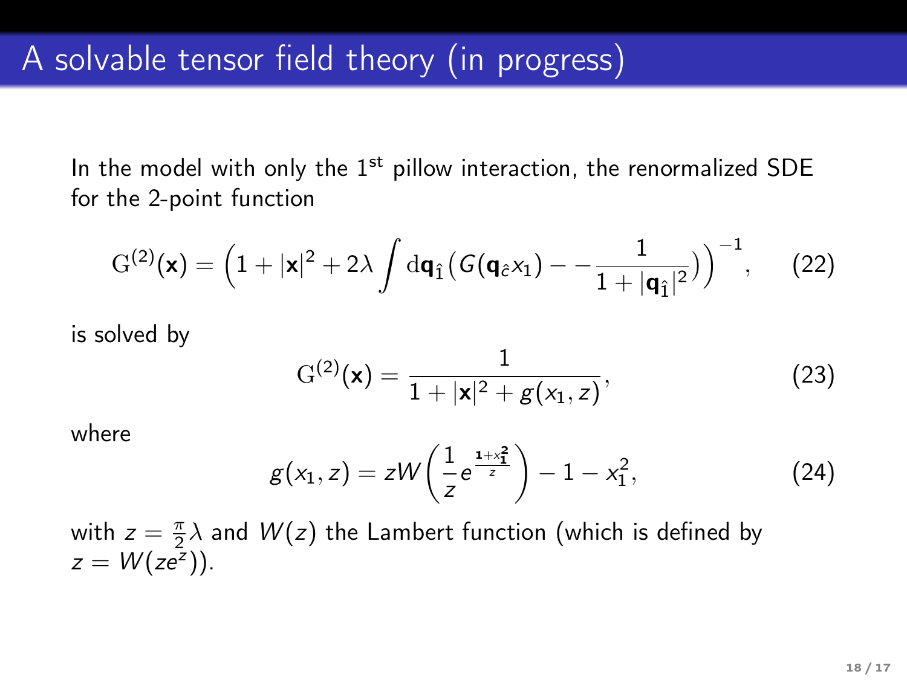# A solvable tensor field theory (in progress)

In the model with only the 1$^{\text{st}}$ pillow interaction, the renormalized SDE for the 2-point function

$$\mathrm{G}^{(2)}(\mathbf{x}) = \Big(1 + |\mathbf{x}|^2 + 2\lambda \int \mathrm{d}\mathbf{q}_{\hat{1}} \big(G(\mathbf{q}_{\hat{c}} x_1) - -\frac{1}{1+|\mathbf{q}_{\hat{1}}|^2}\big)\Big)^{-1}, \qquad (22)$$

is solved by

$$\mathrm{G}^{(2)}(\mathbf{x}) = \frac{1}{1 + |\mathbf{x}|^2 + g(x_1, z)}, \qquad (23)$$

where

$$g(x_1, z) = zW\left(\frac{1}{z} e^{\frac{1+x_1^2}{z}}\right) - 1 - x_1^2, \qquad (24)$$

with $z = \frac{\pi}{2}\lambda$ and $W(z)$ the Lambert function (which is defined by $z = W(ze^z)$).